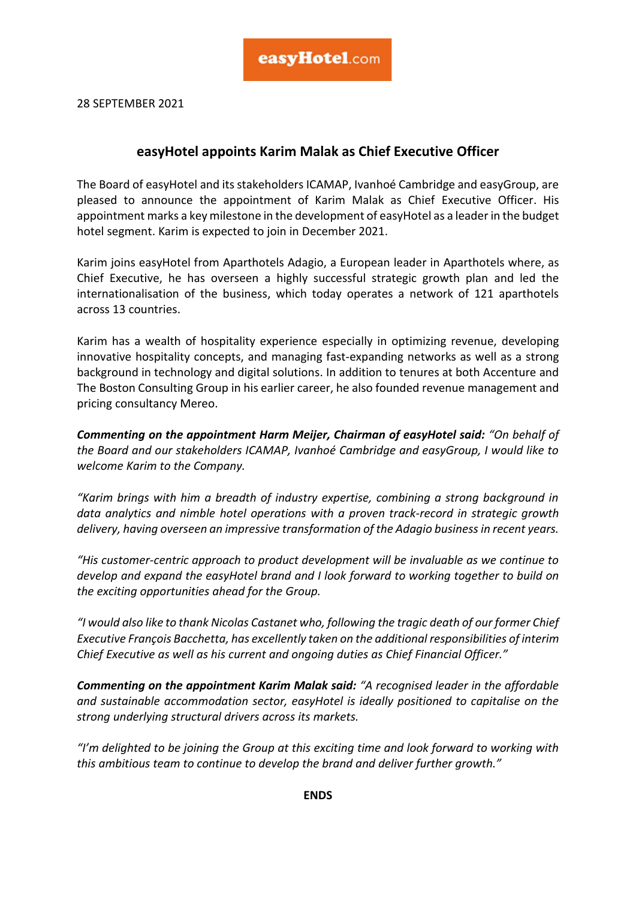easyHotel.com

28 SEPTEMBER 2021

## easyHotel appoints Karim Malak as Chief Executive Officer

The Board of easyHotel and its stakeholders ICAMAP, Ivanhoé Cambridge and easyGroup, are pleased to announce the appointment of Karim Malak as Chief Executive Officer. His appointment marks a key milestone in the development of easyHotel as a leader in the budget hotel segment. Karim is expected to join in December 2021.

Karim joins easyHotel from Aparthotels Adagio, a European leader in Aparthotels where, as Chief Executive, he has overseen a highly successful strategic growth plan and led the internationalisation of the business, which today operates a network of 121 aparthotels across 13 countries.

Karim has a wealth of hospitality experience especially in optimizing revenue, developing innovative hospitality concepts, and managing fast-expanding networks as well as a strong background in technology and digital solutions. In addition to tenures at both Accenture and The Boston Consulting Group in his earlier career, he also founded revenue management and pricing consultancy Mereo.

***Commenting on the appointment Harm Meijer, Chairman of easyHotel said:*** *"On behalf of the Board and our stakeholders ICAMAP, Ivanhoé Cambridge and easyGroup, I would like to welcome Karim to the Company.*

*"Karim brings with him a breadth of industry expertise, combining a strong background in data analytics and nimble hotel operations with a proven track-record in strategic growth delivery, having overseen an impressive transformation of the Adagio business in recent years.*

*"His customer-centric approach to product development will be invaluable as we continue to develop and expand the easyHotel brand and I look forward to working together to build on the exciting opportunities ahead for the Group.*

*"I would also like to thank Nicolas Castanet who, following the tragic death of our former Chief Executive François Bacchetta, has excellently taken on the additional responsibilities of interim Chief Executive as well as his current and ongoing duties as Chief Financial Officer."*

***Commenting on the appointment Karim Malak said:*** *"A recognised leader in the affordable and sustainable accommodation sector, easyHotel is ideally positioned to capitalise on the strong underlying structural drivers across its markets.*

*"I'm delighted to be joining the Group at this exciting time and look forward to working with this ambitious team to continue to develop the brand and deliver further growth."*

**ENDS**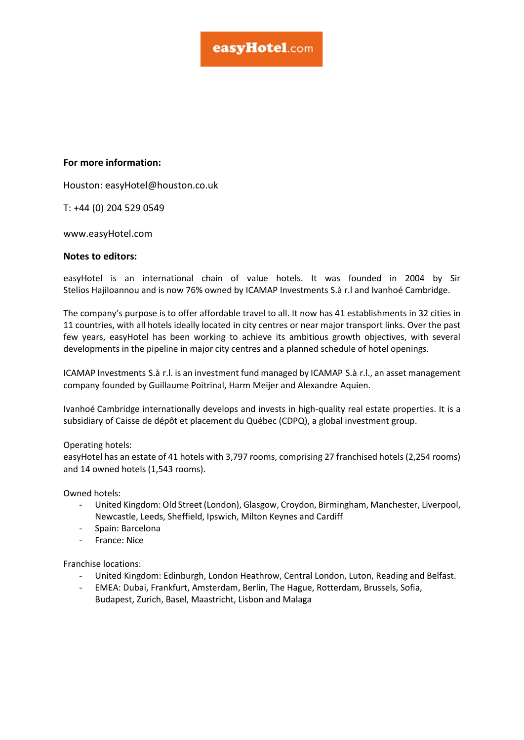**For more information:**

Houston: easyHotel@houston.co.uk

T: +44 (0) 204 529 0549

www.easyHotel.com

**Notes to editors:**

easyHotel is an international chain of value hotels. It was founded in 2004 by Sir Stelios HajiIoannou and is now 76% owned by ICAMAP Investments S.à r.l and Ivanhoé Cambridge.

The company's purpose is to offer affordable travel to all. It now has 41 establishments in 32 cities in 11 countries, with all hotels ideally located in city centres or near major transport links. Over the past few years, easyHotel has been working to achieve its ambitious growth objectives, with several developments in the pipeline in major city centres and a planned schedule of hotel openings.

ICAMAP Investments S.à r.l. is an investment fund managed by ICAMAP S.à r.l., an asset management company founded by Guillaume Poitrinal, Harm Meijer and Alexandre Aquien.

Ivanhoé Cambridge internationally develops and invests in high-quality real estate properties. It is a subsidiary of Caisse de dépôt et placement du Québec (CDPQ), a global investment group.

Operating hotels:
easyHotel has an estate of 41 hotels with 3,797 rooms, comprising 27 franchised hotels (2,254 rooms) and 14 owned hotels (1,543 rooms).

Owned hotels:

- United Kingdom: Old Street (London), Glasgow, Croydon, Birmingham, Manchester, Liverpool, Newcastle, Leeds, Sheffield, Ipswich, Milton Keynes and Cardiff
- Spain: Barcelona
- France: Nice

Franchise locations:

- United Kingdom: Edinburgh, London Heathrow, Central London, Luton, Reading and Belfast.
- EMEA: Dubai, Frankfurt, Amsterdam, Berlin, The Hague, Rotterdam, Brussels, Sofia, Budapest, Zurich, Basel, Maastricht, Lisbon and Malaga